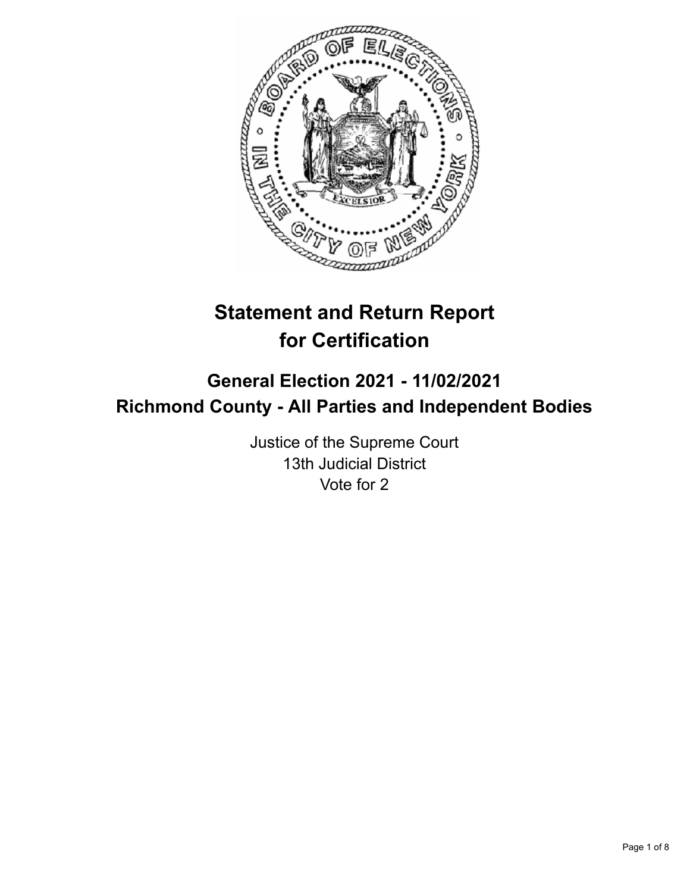# Statement and Return Report for Certification

## General Election 2021 - 11/02/2021
## Richmond County - All Parties and Independent Bodies

Justice of the Supreme Court
13th Judicial District
Vote for 2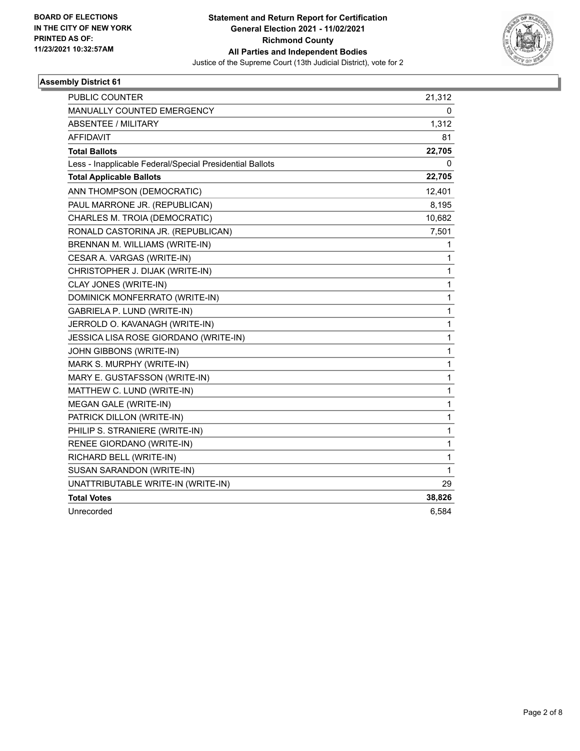**BOARD OF ELECTIONS IN THE CITY OF NEW YORK PRINTED AS OF: 11/23/2021 10:32:57AM**

# Statement and Return Report for Certification
## General Election 2021 - 11/02/2021
## Richmond County
## All Parties and Independent Bodies
Justice of the Supreme Court (13th Judicial District), vote for 2

### Assembly District 61

| | |
|---|---|
| PUBLIC COUNTER | 21,312 |
| MANUALLY COUNTED EMERGENCY | 0 |
| ABSENTEE / MILITARY | 1,312 |
| AFFIDAVIT | 81 |
| **Total Ballots** | **22,705** |
| Less - Inapplicable Federal/Special Presidential Ballots | 0 |
| **Total Applicable Ballots** | **22,705** |
| ANN THOMPSON (DEMOCRATIC) | 12,401 |
| PAUL MARRONE JR. (REPUBLICAN) | 8,195 |
| CHARLES M. TROIA (DEMOCRATIC) | 10,682 |
| RONALD CASTORINA JR. (REPUBLICAN) | 7,501 |
| BRENNAN M. WILLIAMS (WRITE-IN) | 1 |
| CESAR A. VARGAS (WRITE-IN) | 1 |
| CHRISTOPHER J. DIJAK (WRITE-IN) | 1 |
| CLAY JONES (WRITE-IN) | 1 |
| DOMINICK MONFERRATO (WRITE-IN) | 1 |
| GABRIELA P. LUND (WRITE-IN) | 1 |
| JERROLD O. KAVANAGH (WRITE-IN) | 1 |
| JESSICA LISA ROSE GIORDANO (WRITE-IN) | 1 |
| JOHN GIBBONS (WRITE-IN) | 1 |
| MARK S. MURPHY (WRITE-IN) | 1 |
| MARY E. GUSTAFSSON (WRITE-IN) | 1 |
| MATTHEW C. LUND (WRITE-IN) | 1 |
| MEGAN GALE (WRITE-IN) | 1 |
| PATRICK DILLON (WRITE-IN) | 1 |
| PHILIP S. STRANIERE (WRITE-IN) | 1 |
| RENEE GIORDANO (WRITE-IN) | 1 |
| RICHARD BELL (WRITE-IN) | 1 |
| SUSAN SARANDON (WRITE-IN) | 1 |
| UNATTRIBUTABLE WRITE-IN (WRITE-IN) | 29 |
| **Total Votes** | **38,826** |
| Unrecorded | 6,584 |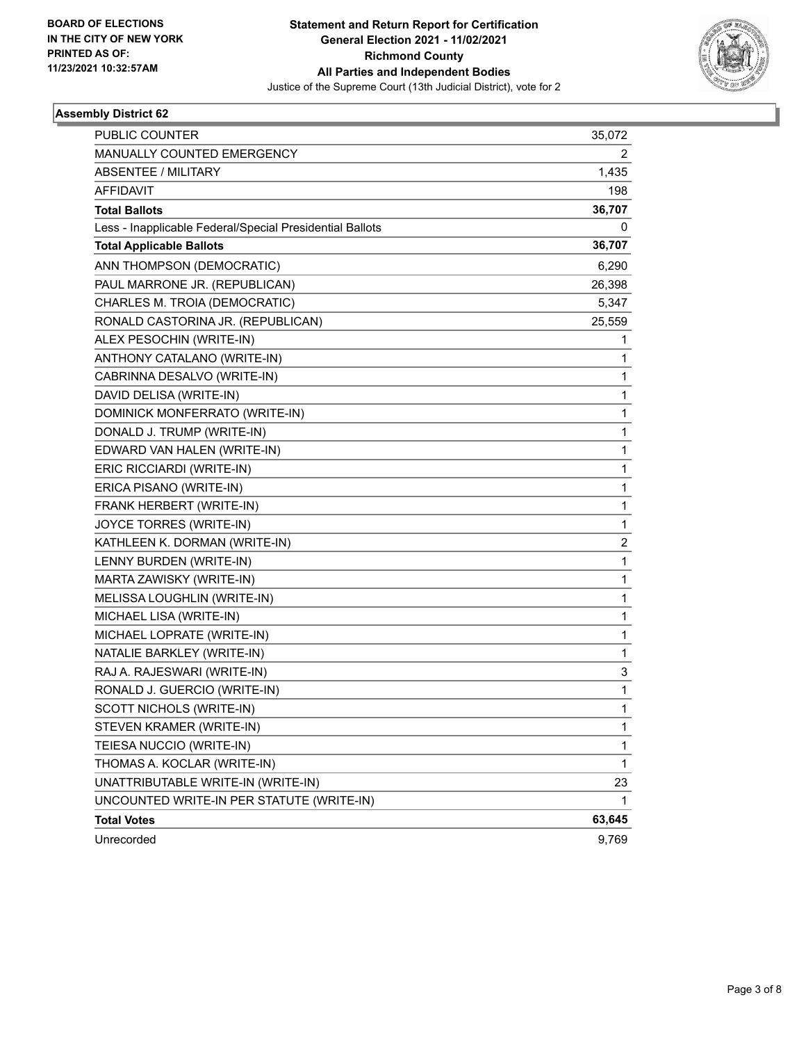BOARD OF ELECTIONS
IN THE CITY OF NEW YORK
PRINTED AS OF:
11/23/2021 10:32:57AM

**Statement and Return Report for Certification**
**General Election 2021 - 11/02/2021**
**Richmond County**
**All Parties and Independent Bodies**
Justice of the Supreme Court (13th Judicial District), vote for 2

### Assembly District 62

| | |
|---|---|
| PUBLIC COUNTER | 35,072 |
| MANUALLY COUNTED EMERGENCY | 2 |
| ABSENTEE / MILITARY | 1,435 |
| AFFIDAVIT | 198 |
| **Total Ballots** | **36,707** |
| Less - Inapplicable Federal/Special Presidential Ballots | 0 |
| **Total Applicable Ballots** | **36,707** |
| ANN THOMPSON (DEMOCRATIC) | 6,290 |
| PAUL MARRONE JR. (REPUBLICAN) | 26,398 |
| CHARLES M. TROIA (DEMOCRATIC) | 5,347 |
| RONALD CASTORINA JR. (REPUBLICAN) | 25,559 |
| ALEX PESOCHIN (WRITE-IN) | 1 |
| ANTHONY CATALANO (WRITE-IN) | 1 |
| CABRINNA DESALVO (WRITE-IN) | 1 |
| DAVID DELISA (WRITE-IN) | 1 |
| DOMINICK MONFERRATO (WRITE-IN) | 1 |
| DONALD J. TRUMP (WRITE-IN) | 1 |
| EDWARD VAN HALEN (WRITE-IN) | 1 |
| ERIC RICCIARDI (WRITE-IN) | 1 |
| ERICA PISANO (WRITE-IN) | 1 |
| FRANK HERBERT (WRITE-IN) | 1 |
| JOYCE TORRES (WRITE-IN) | 1 |
| KATHLEEN K. DORMAN (WRITE-IN) | 2 |
| LENNY BURDEN (WRITE-IN) | 1 |
| MARTA ZAWISKY (WRITE-IN) | 1 |
| MELISSA LOUGHLIN (WRITE-IN) | 1 |
| MICHAEL LISA (WRITE-IN) | 1 |
| MICHAEL LOPRATE (WRITE-IN) | 1 |
| NATALIE BARKLEY (WRITE-IN) | 1 |
| RAJ A. RAJESWARI (WRITE-IN) | 3 |
| RONALD J. GUERCIO (WRITE-IN) | 1 |
| SCOTT NICHOLS (WRITE-IN) | 1 |
| STEVEN KRAMER (WRITE-IN) | 1 |
| TEIESA NUCCIO (WRITE-IN) | 1 |
| THOMAS A. KOCLAR (WRITE-IN) | 1 |
| UNATTRIBUTABLE WRITE-IN (WRITE-IN) | 23 |
| UNCOUNTED WRITE-IN PER STATUTE (WRITE-IN) | 1 |
| **Total Votes** | **63,645** |
| Unrecorded | 9,769 |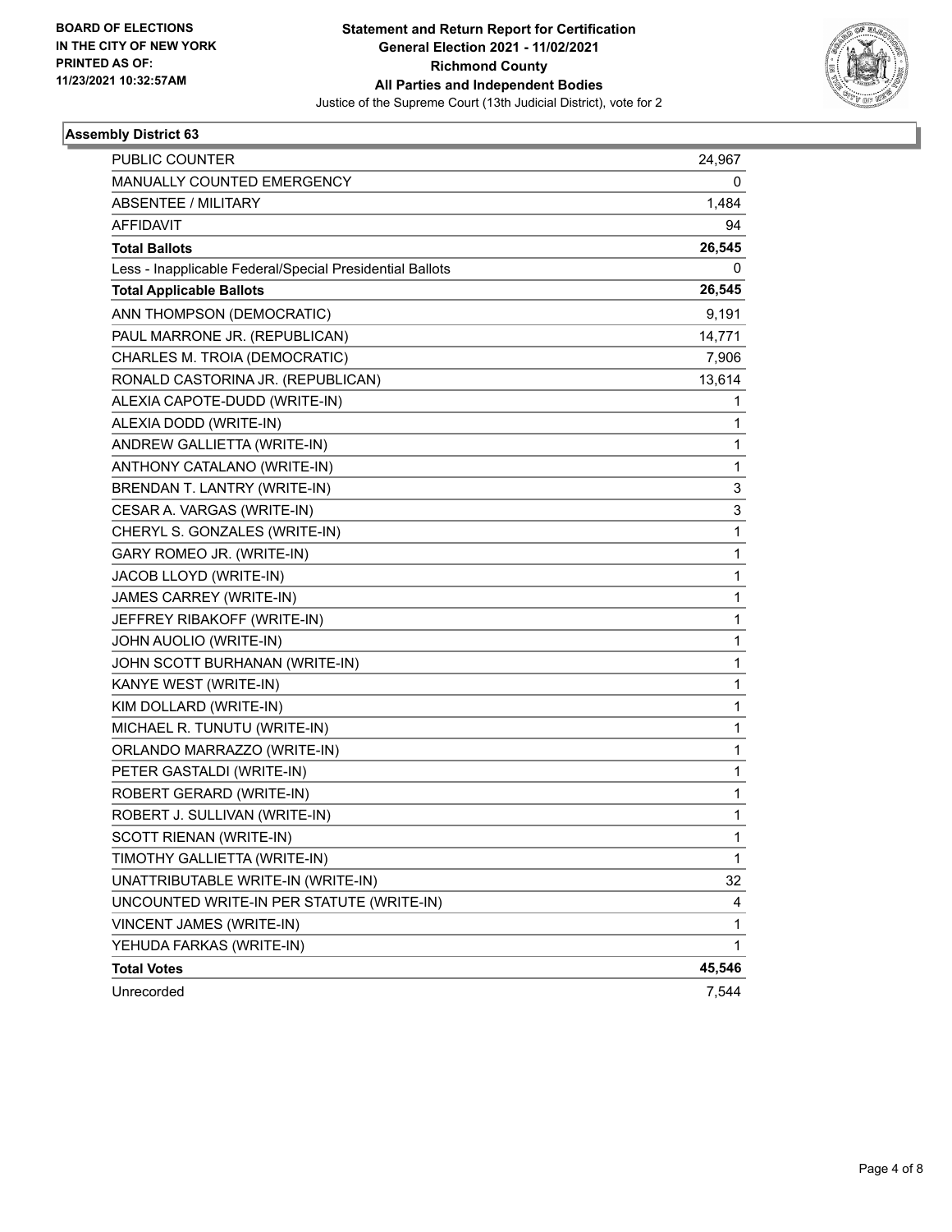**BOARD OF ELECTIONS IN THE CITY OF NEW YORK PRINTED AS OF: 11/23/2021 10:32:57AM**

# Statement and Return Report for Certification
## General Election 2021 - 11/02/2021
## Richmond County
## All Parties and Independent Bodies

Justice of the Supreme Court (13th Judicial District), vote for 2

### Assembly District 63

| | |
|---|---|
| PUBLIC COUNTER | 24,967 |
| MANUALLY COUNTED EMERGENCY | 0 |
| ABSENTEE / MILITARY | 1,484 |
| AFFIDAVIT | 94 |
| **Total Ballots** | **26,545** |
| Less - Inapplicable Federal/Special Presidential Ballots | 0 |
| **Total Applicable Ballots** | **26,545** |
| ANN THOMPSON (DEMOCRATIC) | 9,191 |
| PAUL MARRONE JR. (REPUBLICAN) | 14,771 |
| CHARLES M. TROIA (DEMOCRATIC) | 7,906 |
| RONALD CASTORINA JR. (REPUBLICAN) | 13,614 |
| ALEXIA CAPOTE-DUDD (WRITE-IN) | 1 |
| ALEXIA DODD (WRITE-IN) | 1 |
| ANDREW GALLIETTA (WRITE-IN) | 1 |
| ANTHONY CATALANO (WRITE-IN) | 1 |
| BRENDAN T. LANTRY (WRITE-IN) | 3 |
| CESAR A. VARGAS (WRITE-IN) | 3 |
| CHERYL S. GONZALES (WRITE-IN) | 1 |
| GARY ROMEO JR. (WRITE-IN) | 1 |
| JACOB LLOYD (WRITE-IN) | 1 |
| JAMES CARREY (WRITE-IN) | 1 |
| JEFFREY RIBAKOFF (WRITE-IN) | 1 |
| JOHN AUOLIO (WRITE-IN) | 1 |
| JOHN SCOTT BURHANAN (WRITE-IN) | 1 |
| KANYE WEST (WRITE-IN) | 1 |
| KIM DOLLARD (WRITE-IN) | 1 |
| MICHAEL R. TUNUTU (WRITE-IN) | 1 |
| ORLANDO MARRAZZO (WRITE-IN) | 1 |
| PETER GASTALDI (WRITE-IN) | 1 |
| ROBERT GERARD (WRITE-IN) | 1 |
| ROBERT J. SULLIVAN (WRITE-IN) | 1 |
| SCOTT RIENAN (WRITE-IN) | 1 |
| TIMOTHY GALLIETTA (WRITE-IN) | 1 |
| UNATTRIBUTABLE WRITE-IN (WRITE-IN) | 32 |
| UNCOUNTED WRITE-IN PER STATUTE (WRITE-IN) | 4 |
| VINCENT JAMES (WRITE-IN) | 1 |
| YEHUDA FARKAS (WRITE-IN) | 1 |
| **Total Votes** | **45,546** |
| Unrecorded | 7,544 |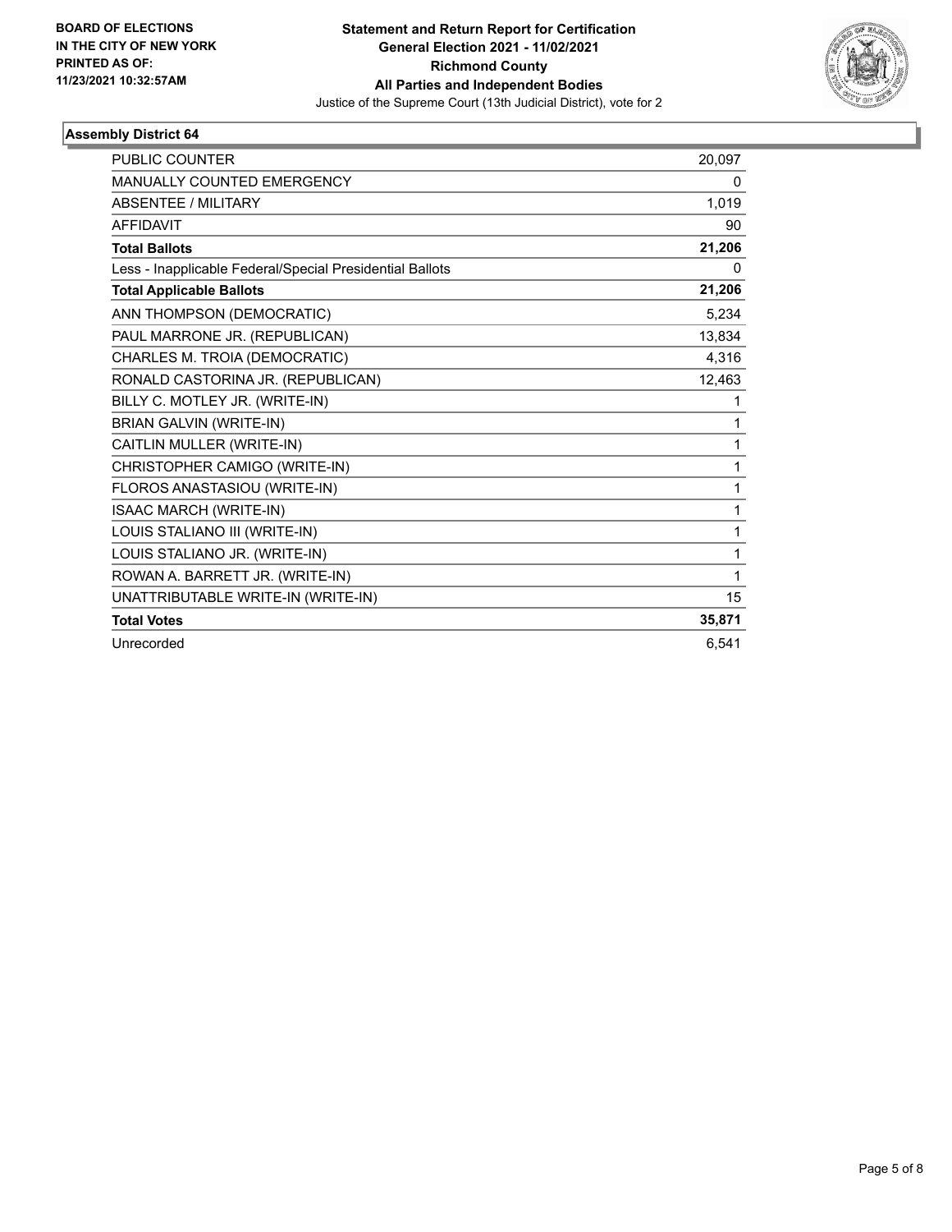BOARD OF ELECTIONS
IN THE CITY OF NEW YORK
PRINTED AS OF:
11/23/2021 10:32:57AM

**Statement and Return Report for Certification**
**General Election 2021 - 11/02/2021**
**Richmond County**
**All Parties and Independent Bodies**
Justice of the Supreme Court (13th Judicial District), vote for 2

### Assembly District 64

| | |
|---|---|
| PUBLIC COUNTER | 20,097 |
| MANUALLY COUNTED EMERGENCY | 0 |
| ABSENTEE / MILITARY | 1,019 |
| AFFIDAVIT | 90 |
| **Total Ballots** | **21,206** |
| Less - Inapplicable Federal/Special Presidential Ballots | 0 |
| **Total Applicable Ballots** | **21,206** |
| ANN THOMPSON (DEMOCRATIC) | 5,234 |
| PAUL MARRONE JR. (REPUBLICAN) | 13,834 |
| CHARLES M. TROIA (DEMOCRATIC) | 4,316 |
| RONALD CASTORINA JR. (REPUBLICAN) | 12,463 |
| BILLY C. MOTLEY JR. (WRITE-IN) | 1 |
| BRIAN GALVIN (WRITE-IN) | 1 |
| CAITLIN MULLER (WRITE-IN) | 1 |
| CHRISTOPHER CAMIGO (WRITE-IN) | 1 |
| FLOROS ANASTASIOU (WRITE-IN) | 1 |
| ISAAC MARCH (WRITE-IN) | 1 |
| LOUIS STALIANO III (WRITE-IN) | 1 |
| LOUIS STALIANO JR. (WRITE-IN) | 1 |
| ROWAN A. BARRETT JR. (WRITE-IN) | 1 |
| UNATTRIBUTABLE WRITE-IN (WRITE-IN) | 15 |
| **Total Votes** | **35,871** |
| Unrecorded | 6,541 |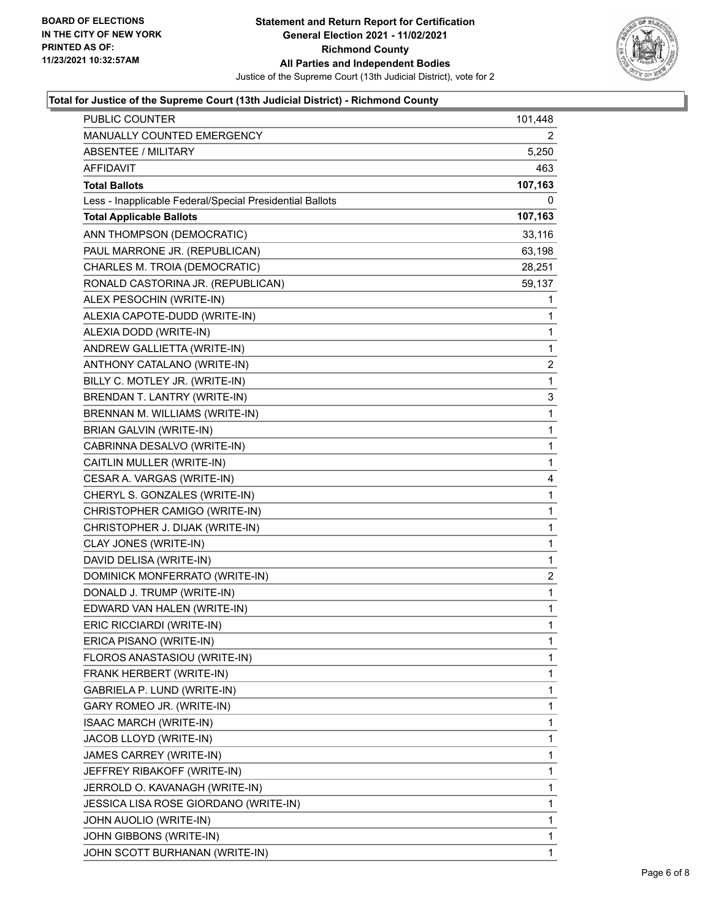BOARD OF ELECTIONS
IN THE CITY OF NEW YORK
PRINTED AS OF:
11/23/2021 10:32:57AM

**Statement and Return Report for Certification**
**General Election 2021 - 11/02/2021**
**Richmond County**
**All Parties and Independent Bodies**
Justice of the Supreme Court (13th Judicial District), vote for 2

### Total for Justice of the Supreme Court (13th Judicial District) - Richmond County

| | |
|---|---|
| PUBLIC COUNTER | 101,448 |
| MANUALLY COUNTED EMERGENCY | 2 |
| ABSENTEE / MILITARY | 5,250 |
| AFFIDAVIT | 463 |
| **Total Ballots** | **107,163** |
| Less - Inapplicable Federal/Special Presidential Ballots | 0 |
| **Total Applicable Ballots** | **107,163** |
| ANN THOMPSON (DEMOCRATIC) | 33,116 |
| PAUL MARRONE JR. (REPUBLICAN) | 63,198 |
| CHARLES M. TROIA (DEMOCRATIC) | 28,251 |
| RONALD CASTORINA JR. (REPUBLICAN) | 59,137 |
| ALEX PESOCHIN (WRITE-IN) | 1 |
| ALEXIA CAPOTE-DUDD (WRITE-IN) | 1 |
| ALEXIA DODD (WRITE-IN) | 1 |
| ANDREW GALLIETTA (WRITE-IN) | 1 |
| ANTHONY CATALANO (WRITE-IN) | 2 |
| BILLY C. MOTLEY JR. (WRITE-IN) | 1 |
| BRENDAN T. LANTRY (WRITE-IN) | 3 |
| BRENNAN M. WILLIAMS (WRITE-IN) | 1 |
| BRIAN GALVIN (WRITE-IN) | 1 |
| CABRINNA DESALVO (WRITE-IN) | 1 |
| CAITLIN MULLER (WRITE-IN) | 1 |
| CESAR A. VARGAS (WRITE-IN) | 4 |
| CHERYL S. GONZALES (WRITE-IN) | 1 |
| CHRISTOPHER CAMIGO (WRITE-IN) | 1 |
| CHRISTOPHER J. DIJAK (WRITE-IN) | 1 |
| CLAY JONES (WRITE-IN) | 1 |
| DAVID DELISA (WRITE-IN) | 1 |
| DOMINICK MONFERRATO (WRITE-IN) | 2 |
| DONALD J. TRUMP (WRITE-IN) | 1 |
| EDWARD VAN HALEN (WRITE-IN) | 1 |
| ERIC RICCIARDI (WRITE-IN) | 1 |
| ERICA PISANO (WRITE-IN) | 1 |
| FLOROS ANASTASIOU (WRITE-IN) | 1 |
| FRANK HERBERT (WRITE-IN) | 1 |
| GABRIELA P. LUND (WRITE-IN) | 1 |
| GARY ROMEO JR. (WRITE-IN) | 1 |
| ISAAC MARCH (WRITE-IN) | 1 |
| JACOB LLOYD (WRITE-IN) | 1 |
| JAMES CARREY (WRITE-IN) | 1 |
| JEFFREY RIBAKOFF (WRITE-IN) | 1 |
| JERROLD O. KAVANAGH (WRITE-IN) | 1 |
| JESSICA LISA ROSE GIORDANO (WRITE-IN) | 1 |
| JOHN AUOLIO (WRITE-IN) | 1 |
| JOHN GIBBONS (WRITE-IN) | 1 |
| JOHN SCOTT BURHANAN (WRITE-IN) | 1 |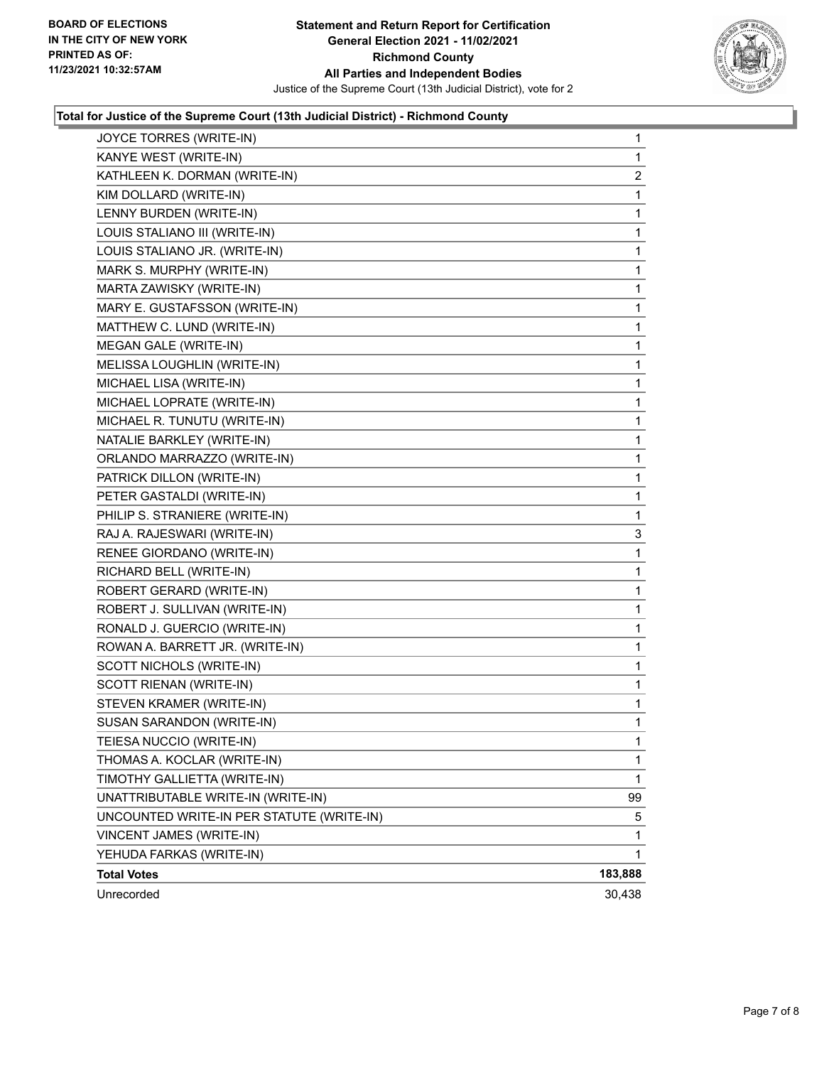**Statement and Return Report for Certification**
**General Election 2021 - 11/02/2021**
**Richmond County**
**All Parties and Independent Bodies**
Justice of the Supreme Court (13th Judicial District), vote for 2

BOARD OF ELECTIONS IN THE CITY OF NEW YORK PRINTED AS OF: 11/23/2021 10:32:57AM

### Total for Justice of the Supreme Court (13th Judicial District) - Richmond County

| Candidate | Votes |
|---|---|
| JOYCE TORRES (WRITE-IN) | 1 |
| KANYE WEST (WRITE-IN) | 1 |
| KATHLEEN K. DORMAN (WRITE-IN) | 2 |
| KIM DOLLARD (WRITE-IN) | 1 |
| LENNY BURDEN (WRITE-IN) | 1 |
| LOUIS STALIANO III (WRITE-IN) | 1 |
| LOUIS STALIANO JR. (WRITE-IN) | 1 |
| MARK S. MURPHY (WRITE-IN) | 1 |
| MARTA ZAWISKY (WRITE-IN) | 1 |
| MARY E. GUSTAFSSON (WRITE-IN) | 1 |
| MATTHEW C. LUND (WRITE-IN) | 1 |
| MEGAN GALE (WRITE-IN) | 1 |
| MELISSA LOUGHLIN (WRITE-IN) | 1 |
| MICHAEL LISA (WRITE-IN) | 1 |
| MICHAEL LOPRATE (WRITE-IN) | 1 |
| MICHAEL R. TUNUTU (WRITE-IN) | 1 |
| NATALIE BARKLEY (WRITE-IN) | 1 |
| ORLANDO MARRAZZO (WRITE-IN) | 1 |
| PATRICK DILLON (WRITE-IN) | 1 |
| PETER GASTALDI (WRITE-IN) | 1 |
| PHILIP S. STRANIERE (WRITE-IN) | 1 |
| RAJ A. RAJESWARI (WRITE-IN) | 3 |
| RENEE GIORDANO (WRITE-IN) | 1 |
| RICHARD BELL (WRITE-IN) | 1 |
| ROBERT GERARD (WRITE-IN) | 1 |
| ROBERT J. SULLIVAN (WRITE-IN) | 1 |
| RONALD J. GUERCIO (WRITE-IN) | 1 |
| ROWAN A. BARRETT JR. (WRITE-IN) | 1 |
| SCOTT NICHOLS (WRITE-IN) | 1 |
| SCOTT RIENAN (WRITE-IN) | 1 |
| STEVEN KRAMER (WRITE-IN) | 1 |
| SUSAN SARANDON (WRITE-IN) | 1 |
| TEIESA NUCCIO (WRITE-IN) | 1 |
| THOMAS A. KOCLAR (WRITE-IN) | 1 |
| TIMOTHY GALLIETTA (WRITE-IN) | 1 |
| UNATTRIBUTABLE WRITE-IN (WRITE-IN) | 99 |
| UNCOUNTED WRITE-IN PER STATUTE (WRITE-IN) | 5 |
| VINCENT JAMES (WRITE-IN) | 1 |
| YEHUDA FARKAS (WRITE-IN) | 1 |
| **Total Votes** | **183,888** |
| Unrecorded | 30,438 |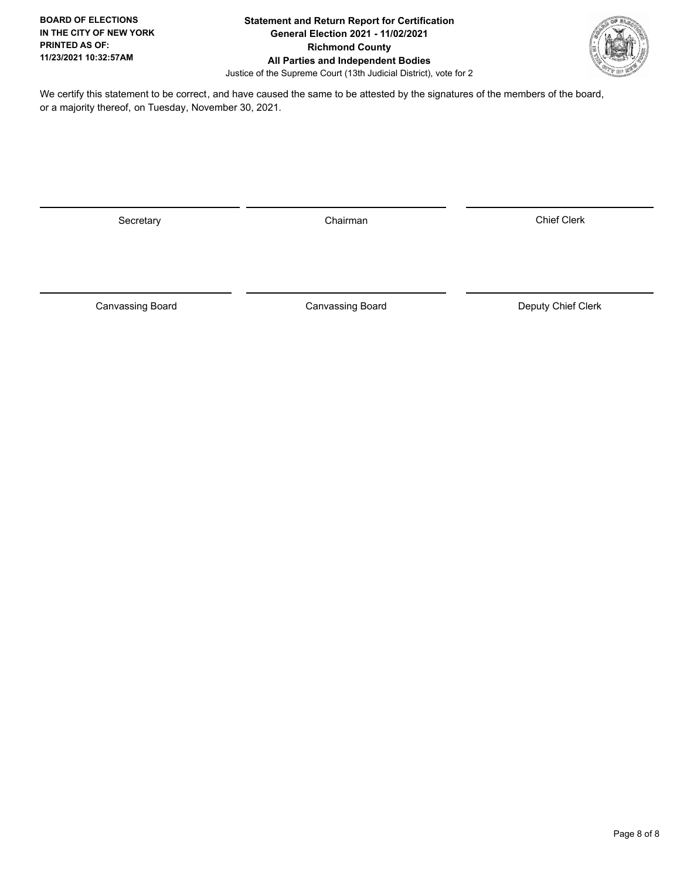We certify this statement to be correct, and have caused the same to be attested by the signatures of the members of the board, or a majority thereof, on Tuesday, November 30, 2021.

| | | |
|---|---|---|
| Secretary | Chairman | Chief Clerk |
| Canvassing Board | Canvassing Board | Deputy Chief Clerk |